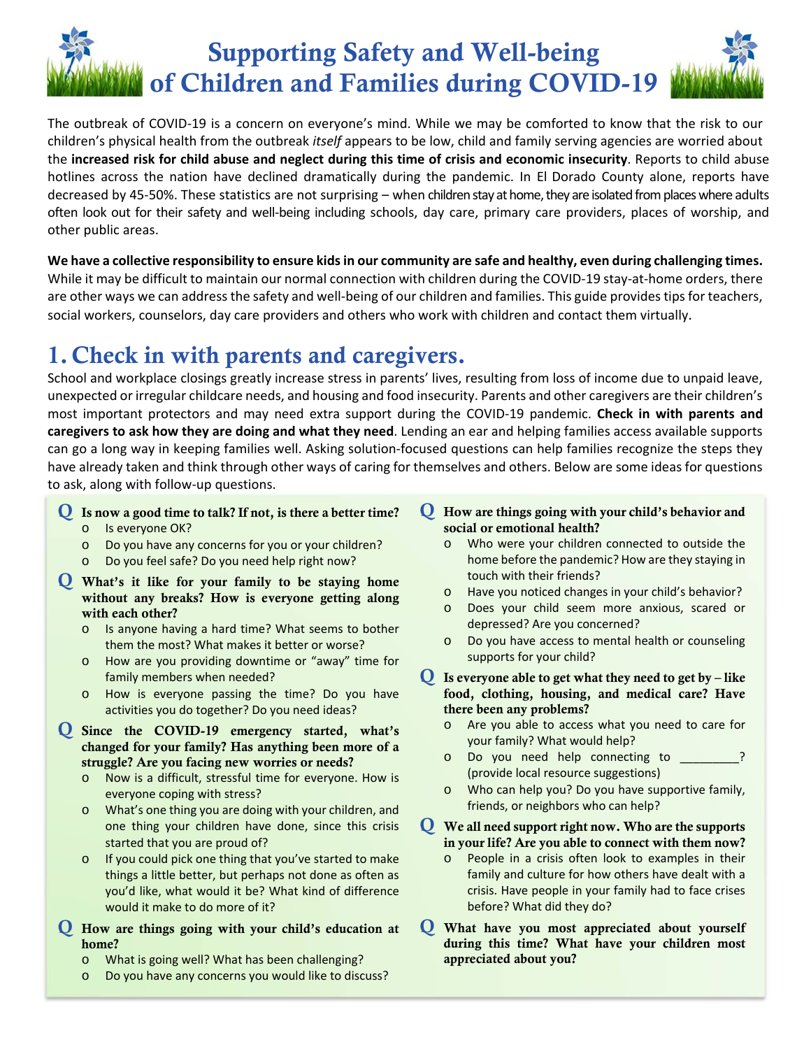# Supporting Safety and Well-being of Children and Families during COVID-19

The outbreak of COVID-19 is a concern on everyone's mind. While we may be comforted to know that the risk to our children's physical health from the outbreak *itself* appears to be low, child and family serving agencies are worried about the **increased risk for child abuse and neglect during this time of crisis and economic insecurity**. Reports to child abuse hotlines across the nation have declined dramatically during the pandemic. In El Dorado County alone, reports have decreased by 45-50%. These statistics are not surprising – when children stay at home, they are isolated from places where adults often look out for their safety and well-being including schools, day care, primary care providers, places of worship, and other public areas.

**We have a collective responsibility to ensure kids in our community are safe and healthy, even during challenging times.** While it may be difficult to maintain our normal connection with children during the COVID-19 stay-at-home orders, there are other ways we can address the safety and well-being of our children and families. This guide provides tips for teachers, social workers, counselors, day care providers and others who work with children and contact them virtually.

## 1. Check in with parents and caregivers.

School and workplace closings greatly increase stress in parents' lives, resulting from loss of income due to unpaid leave, unexpected or irregular childcare needs, and housing and food insecurity. Parents and other caregivers are their children's most important protectors and may need extra support during the COVID-19 pandemic. **Check in with parents and caregivers to ask how they are doing and what they need**. Lending an ear and helping families access available supports can go a long way in keeping families well. Asking solution-focused questions can help families recognize the steps they have already taken and think through other ways of caring for themselves and others. Below are some ideas for questions to ask, along with follow-up questions.

**Q Is now a good time to talk? If not, is there a better time?**
- Is everyone OK?
- Do you have any concerns for you or your children?
- Do you feel safe? Do you need help right now?

**Q What's it like for your family to be staying home without any breaks? How is everyone getting along with each other?**
- Is anyone having a hard time? What seems to bother them the most? What makes it better or worse?
- How are you providing downtime or "away" time for family members when needed?
- How is everyone passing the time? Do you have activities you do together? Do you need ideas?

**Q Since the COVID-19 emergency started, what's changed for your family? Has anything been more of a struggle? Are you facing new worries or needs?**
- Now is a difficult, stressful time for everyone. How is everyone coping with stress?
- What's one thing you are doing with your children, and one thing your children have done, since this crisis started that you are proud of?
- If you could pick one thing that you've started to make things a little better, but perhaps not done as often as you'd like, what would it be? What kind of difference would it make to do more of it?

**Q How are things going with your child's education at home?**
- What is going well? What has been challenging?
- Do you have any concerns you would like to discuss?

**Q How are things going with your child's behavior and social or emotional health?**
- Who were your children connected to outside the home before the pandemic? How are they staying in touch with their friends?
- Have you noticed changes in your child's behavior?
- Does your child seem more anxious, scared or depressed? Are you concerned?
- Do you have access to mental health or counseling supports for your child?

**Q Is everyone able to get what they need to get by – like food, clothing, housing, and medical care? Have there been any problems?**
- Are you able to access what you need to care for your family? What would help?
- Do you need help connecting to _________? (provide local resource suggestions)
- Who can help you? Do you have supportive family, friends, or neighbors who can help?

**Q We all need support right now. Who are the supports in your life? Are you able to connect with them now?**
- People in a crisis often look to examples in their family and culture for how others have dealt with a crisis. Have people in your family had to face crises before? What did they do?

**Q What have you most appreciated about yourself during this time? What have your children most appreciated about you?**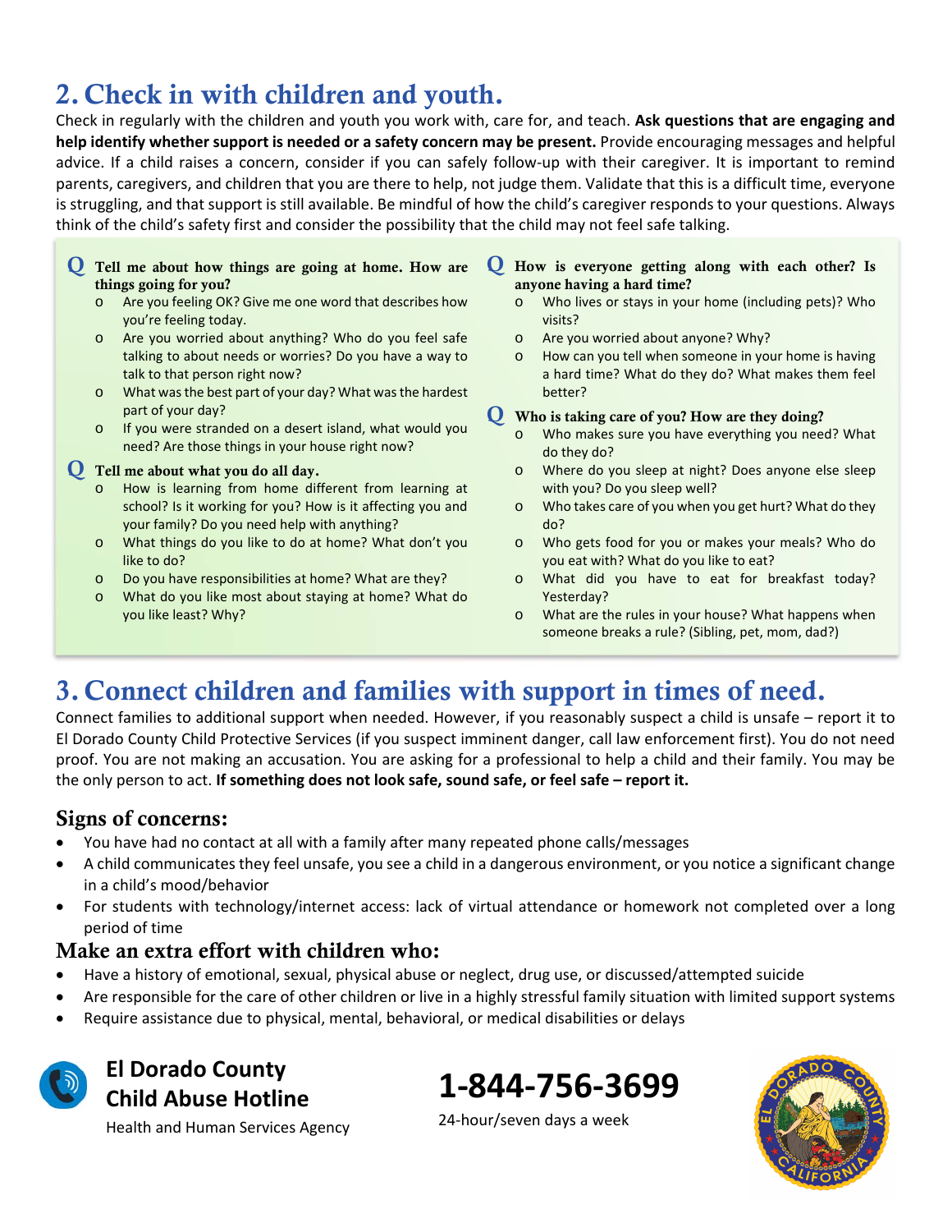## 2. Check in with children and youth.

Check in regularly with the children and youth you work with, care for, and teach. **Ask questions that are engaging and help identify whether support is needed or a safety concern may be present.** Provide encouraging messages and helpful advice. If a child raises a concern, consider if you can safely follow-up with their caregiver. It is important to remind parents, caregivers, and children that you are there to help, not judge them. Validate that this is a difficult time, everyone is struggling, and that support is still available. Be mindful of how the child's caregiver responds to your questions. Always think of the child's safety first and consider the possibility that the child may not feel safe talking.

**Q Tell me about how things are going at home. How are things going for you?**

- Are you feeling OK? Give me one word that describes how you're feeling today.
- Are you worried about anything? Who do you feel safe talking to about needs or worries? Do you have a way to talk to that person right now?
- What was the best part of your day? What was the hardest part of your day?
- If you were stranded on a desert island, what would you need? Are those things in your house right now?

**Q Tell me about what you do all day.**

- How is learning from home different from learning at school? Is it working for you? How is it affecting you and your family? Do you need help with anything?
- What things do you like to do at home? What don't you like to do?
- Do you have responsibilities at home? What are they?
- What do you like most about staying at home? What do you like least? Why?

**Q How is everyone getting along with each other? Is anyone having a hard time?**

- Who lives or stays in your home (including pets)? Who visits?
- Are you worried about anyone? Why?
- How can you tell when someone in your home is having a hard time? What do they do? What makes them feel better?

**Q Who is taking care of you? How are they doing?**

- Who makes sure you have everything you need? What do they do?
- Where do you sleep at night? Does anyone else sleep with you? Do you sleep well?
- Who takes care of you when you get hurt? What do they do?
- Who gets food for you or makes your meals? Who do you eat with? What do you like to eat?
- What did you have to eat for breakfast today? Yesterday?
- What are the rules in your house? What happens when someone breaks a rule? (Sibling, pet, mom, dad?)

## 3. Connect children and families with support in times of need.

Connect families to additional support when needed. However, if you reasonably suspect a child is unsafe – report it to El Dorado County Child Protective Services (if you suspect imminent danger, call law enforcement first). You do not need proof. You are not making an accusation. You are asking for a professional to help a child and their family. You may be the only person to act. **If something does not look safe, sound safe, or feel safe – report it.**

### Signs of concerns:

- You have had no contact at all with a family after many repeated phone calls/messages
- A child communicates they feel unsafe, you see a child in a dangerous environment, or you notice a significant change in a child's mood/behavior
- For students with technology/internet access: lack of virtual attendance or homework not completed over a long period of time

### Make an extra effort with children who:

- Have a history of emotional, sexual, physical abuse or neglect, drug use, or discussed/attempted suicide
- Are responsible for the care of other children or live in a highly stressful family situation with limited support systems
- Require assistance due to physical, mental, behavioral, or medical disabilities or delays

**El Dorado County Child Abuse Hotline**

Health and Human Services Agency

**1-844-756-3699**

24-hour/seven days a week